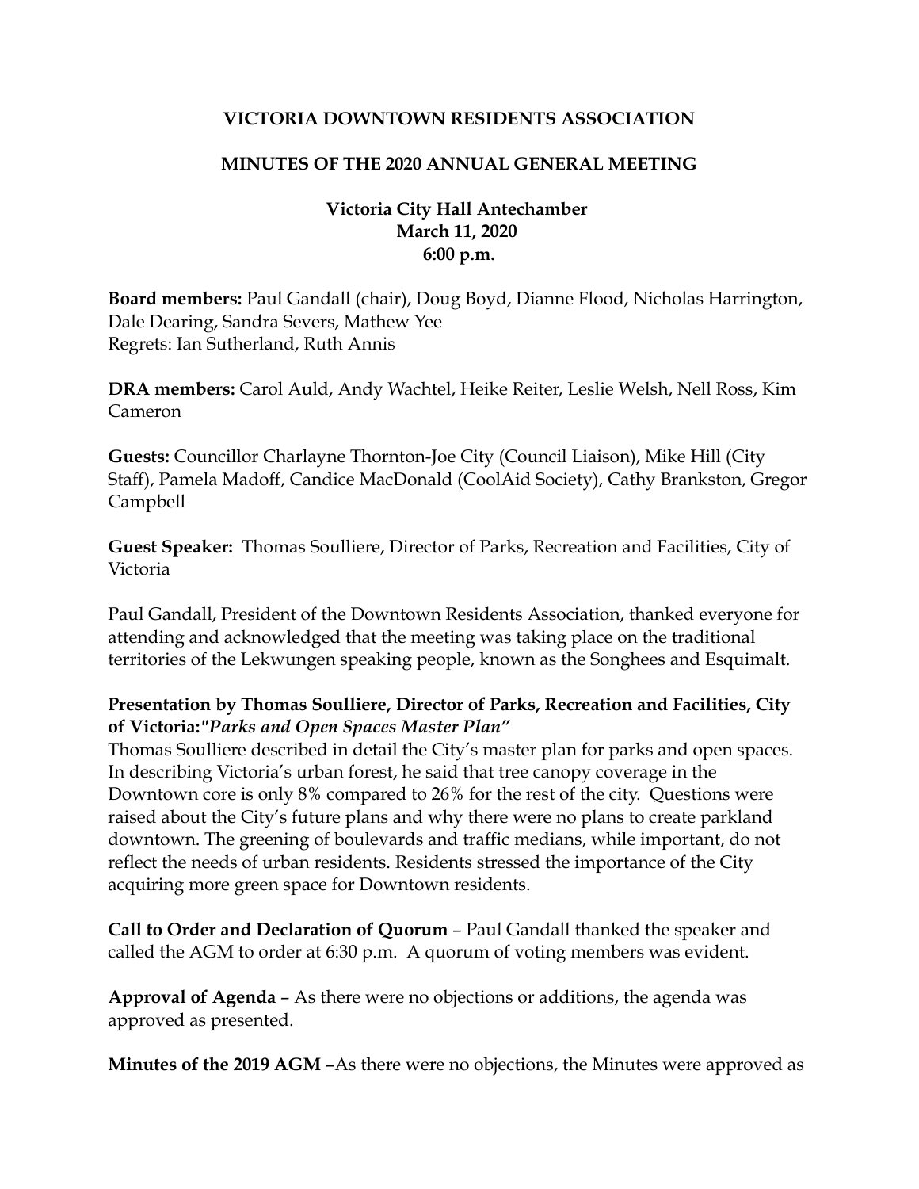# VICTORIA DOWNTOWN RESIDENTS ASSOCIATION

## MINUTES OF THE 2020 ANNUAL GENERAL MEETING

**Victoria City Hall Antechamber**
**March 11, 2020**
**6:00 p.m.**

**Board members:** Paul Gandall (chair), Doug Boyd, Dianne Flood, Nicholas Harrington, Dale Dearing, Sandra Severs, Mathew Yee
Regrets: Ian Sutherland, Ruth Annis

**DRA members:** Carol Auld, Andy Wachtel, Heike Reiter, Leslie Welsh, Nell Ross, Kim Cameron

**Guests:** Councillor Charlayne Thornton-Joe City (Council Liaison), Mike Hill (City Staff), Pamela Madoff, Candice MacDonald (CoolAid Society), Cathy Brankston, Gregor Campbell

**Guest Speaker:** Thomas Soulliere, Director of Parks, Recreation and Facilities, City of Victoria

Paul Gandall, President of the Downtown Residents Association, thanked everyone for attending and acknowledged that the meeting was taking place on the traditional territories of the Lekwungen speaking people, known as the Songhees and Esquimalt.

**Presentation by Thomas Soulliere, Director of Parks, Recreation and Facilities, City of Victoria:*"Parks and Open Spaces Master Plan"***
Thomas Soulliere described in detail the City's master plan for parks and open spaces. In describing Victoria's urban forest, he said that tree canopy coverage in the Downtown core is only 8% compared to 26% for the rest of the city. Questions were raised about the City's future plans and why there were no plans to create parkland downtown. The greening of boulevards and traffic medians, while important, do not reflect the needs of urban residents. Residents stressed the importance of the City acquiring more green space for Downtown residents.

**Call to Order and Declaration of Quorum** – Paul Gandall thanked the speaker and called the AGM to order at 6:30 p.m. A quorum of voting members was evident.

**Approval of Agenda** – As there were no objections or additions, the agenda was approved as presented.

**Minutes of the 2019 AGM** –As there were no objections, the Minutes were approved as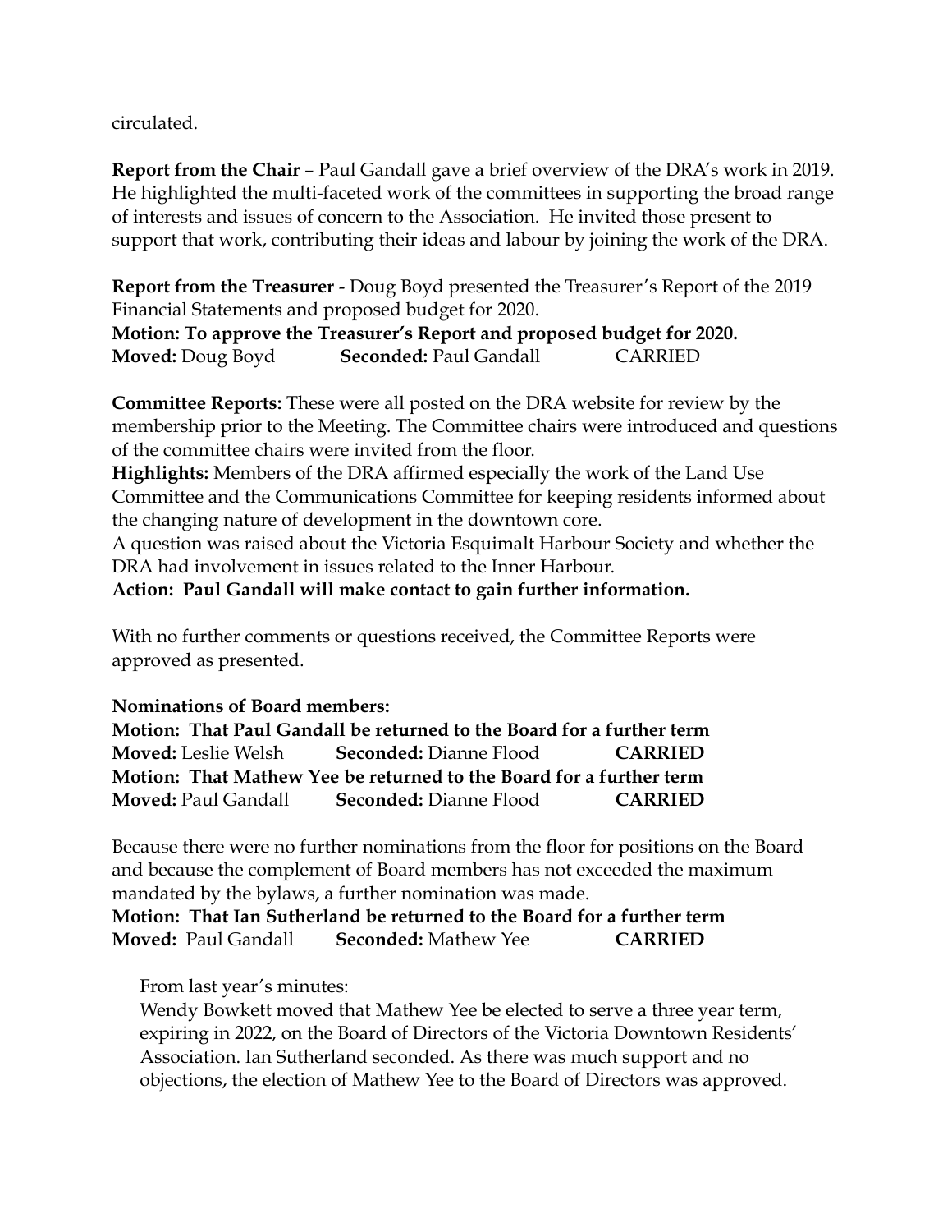circulated.

**Report from the Chair** – Paul Gandall gave a brief overview of the DRA's work in 2019. He highlighted the multi-faceted work of the committees in supporting the broad range of interests and issues of concern to the Association. He invited those present to support that work, contributing their ideas and labour by joining the work of the DRA.

**Report from the Treasurer** - Doug Boyd presented the Treasurer's Report of the 2019 Financial Statements and proposed budget for 2020.

**Motion: To approve the Treasurer's Report and proposed budget for 2020.**
**Moved:** Doug Boyd **Seconded:** Paul Gandall CARRIED

**Committee Reports:** These were all posted on the DRA website for review by the membership prior to the Meeting. The Committee chairs were introduced and questions of the committee chairs were invited from the floor.

**Highlights:** Members of the DRA affirmed especially the work of the Land Use Committee and the Communications Committee for keeping residents informed about the changing nature of development in the downtown core.

A question was raised about the Victoria Esquimalt Harbour Society and whether the DRA had involvement in issues related to the Inner Harbour.

**Action: Paul Gandall will make contact to gain further information.**

With no further comments or questions received, the Committee Reports were approved as presented.

**Nominations of Board members:**

**Motion: That Paul Gandall be returned to the Board for a further term**
**Moved:** Leslie Welsh **Seconded:** Dianne Flood **CARRIED**

**Motion: That Mathew Yee be returned to the Board for a further term**
**Moved:** Paul Gandall **Seconded:** Dianne Flood **CARRIED**

Because there were no further nominations from the floor for positions on the Board and because the complement of Board members has not exceeded the maximum mandated by the bylaws, a further nomination was made.

**Motion: That Ian Sutherland be returned to the Board for a further term**
**Moved:** Paul Gandall **Seconded:** Mathew Yee **CARRIED**

> From last year's minutes:
> Wendy Bowkett moved that Mathew Yee be elected to serve a three year term, expiring in 2022, on the Board of Directors of the Victoria Downtown Residents' Association. Ian Sutherland seconded. As there was much support and no objections, the election of Mathew Yee to the Board of Directors was approved.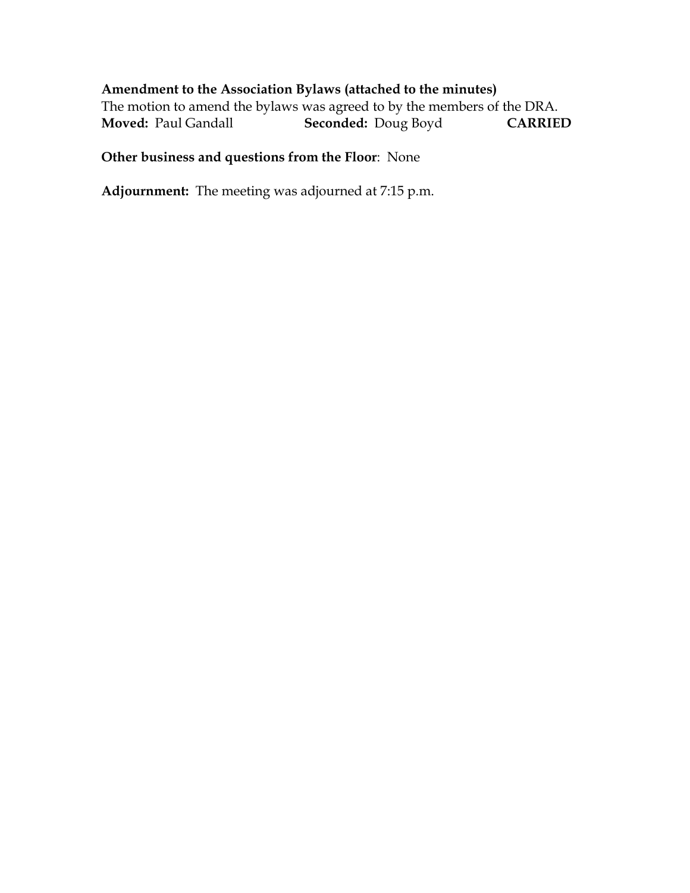**Amendment to the Association Bylaws (attached to the minutes)**
The motion to amend the bylaws was agreed to by the members of the DRA.
**Moved:** Paul Gandall **Seconded:** Doug Boyd **CARRIED**

**Other business and questions from the Floor**: None

**Adjournment:** The meeting was adjourned at 7:15 p.m.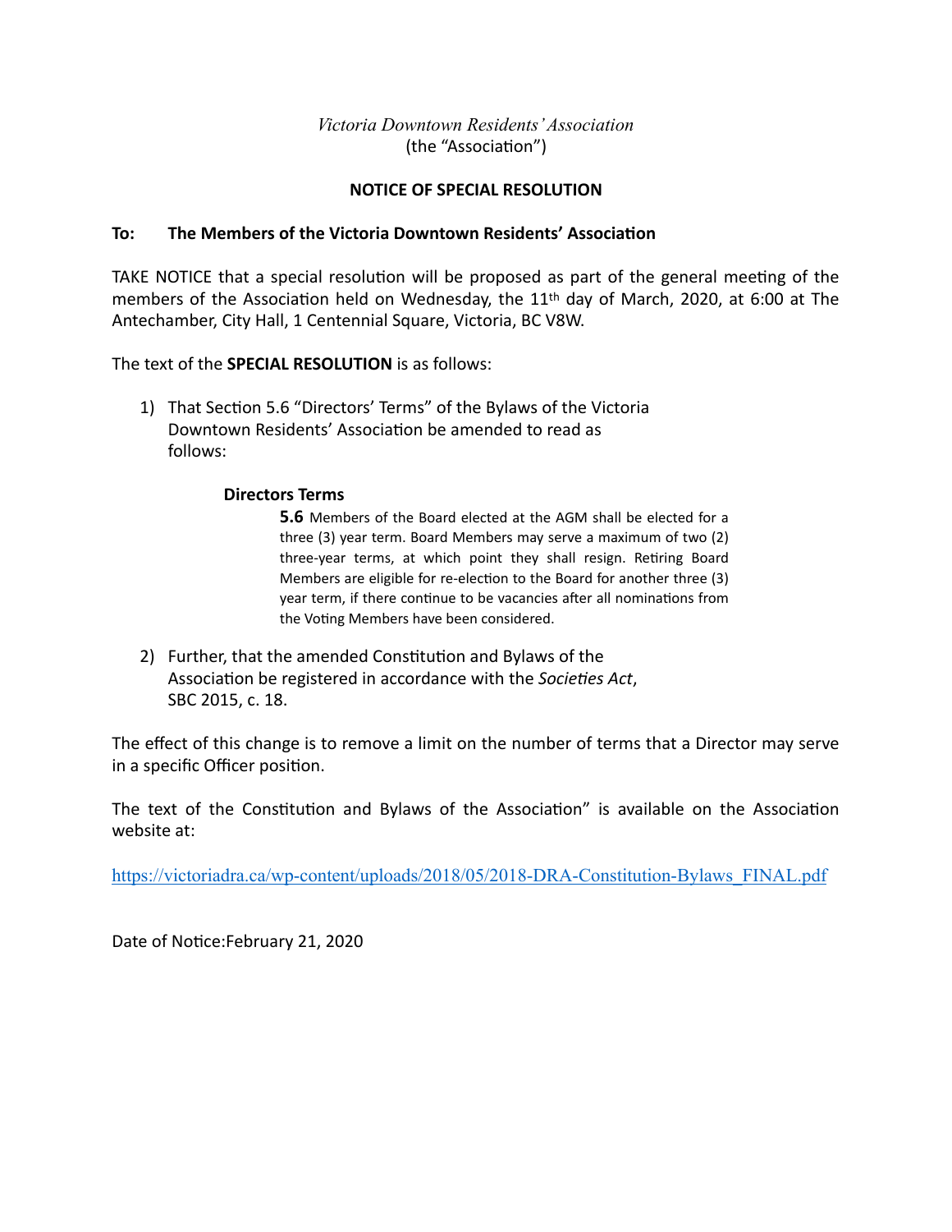*Victoria Downtown Residents' Association*
(the "Association")

**NOTICE OF SPECIAL RESOLUTION**

**To: The Members of the Victoria Downtown Residents' Association**

TAKE NOTICE that a special resolution will be proposed as part of the general meeting of the members of the Association held on Wednesday, the 11th day of March, 2020, at 6:00 at The Antechamber, City Hall, 1 Centennial Square, Victoria, BC V8W.

The text of the **SPECIAL RESOLUTION** is as follows:

1) That Section 5.6 "Directors' Terms" of the Bylaws of the Victoria Downtown Residents' Association be amended to read as follows:

   **Directors Terms**

   **5.6** Members of the Board elected at the AGM shall be elected for a three (3) year term. Board Members may serve a maximum of two (2) three-year terms, at which point they shall resign. Retiring Board Members are eligible for re-election to the Board for another three (3) year term, if there continue to be vacancies after all nominations from the Voting Members have been considered.

2) Further, that the amended Constitution and Bylaws of the Association be registered in accordance with the *Societies Act*, SBC 2015, c. 18.

The effect of this change is to remove a limit on the number of terms that a Director may serve in a specific Officer position.

The text of the Constitution and Bylaws of the Association" is available on the Association website at:

https://victoriadra.ca/wp-content/uploads/2018/05/2018-DRA-Constitution-Bylaws_FINAL.pdf

Date of Notice:February 21, 2020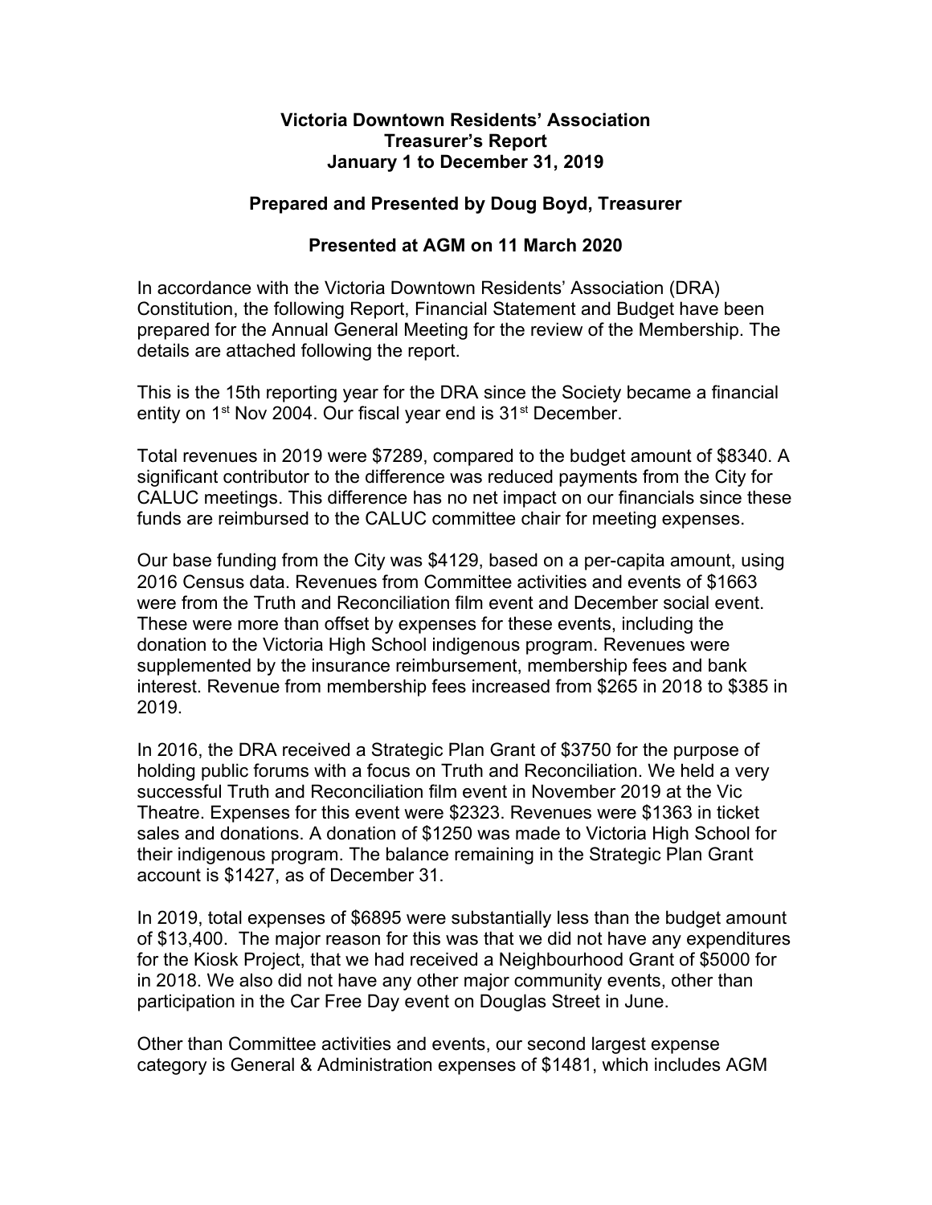**Victoria Downtown Residents' Association**
**Treasurer's Report**
**January 1 to December 31, 2019**

**Prepared and Presented by Doug Boyd, Treasurer**

**Presented at AGM on 11 March 2020**

In accordance with the Victoria Downtown Residents' Association (DRA) Constitution, the following Report, Financial Statement and Budget have been prepared for the Annual General Meeting for the review of the Membership. The details are attached following the report.

This is the 15th reporting year for the DRA since the Society became a financial entity on 1st Nov 2004. Our fiscal year end is 31st December.

Total revenues in 2019 were $7289, compared to the budget amount of $8340. A significant contributor to the difference was reduced payments from the City for CALUC meetings. This difference has no net impact on our financials since these funds are reimbursed to the CALUC committee chair for meeting expenses.

Our base funding from the City was $4129, based on a per-capita amount, using 2016 Census data. Revenues from Committee activities and events of $1663 were from the Truth and Reconciliation film event and December social event. These were more than offset by expenses for these events, including the donation to the Victoria High School indigenous program. Revenues were supplemented by the insurance reimbursement, membership fees and bank interest. Revenue from membership fees increased from $265 in 2018 to $385 in 2019.

In 2016, the DRA received a Strategic Plan Grant of $3750 for the purpose of holding public forums with a focus on Truth and Reconciliation. We held a very successful Truth and Reconciliation film event in November 2019 at the Vic Theatre. Expenses for this event were $2323. Revenues were $1363 in ticket sales and donations. A donation of $1250 was made to Victoria High School for their indigenous program. The balance remaining in the Strategic Plan Grant account is $1427, as of December 31.

In 2019, total expenses of $6895 were substantially less than the budget amount of $13,400. The major reason for this was that we did not have any expenditures for the Kiosk Project, that we had received a Neighbourhood Grant of $5000 for in 2018. We also did not have any other major community events, other than participation in the Car Free Day event on Douglas Street in June.

Other than Committee activities and events, our second largest expense category is General & Administration expenses of $1481, which includes AGM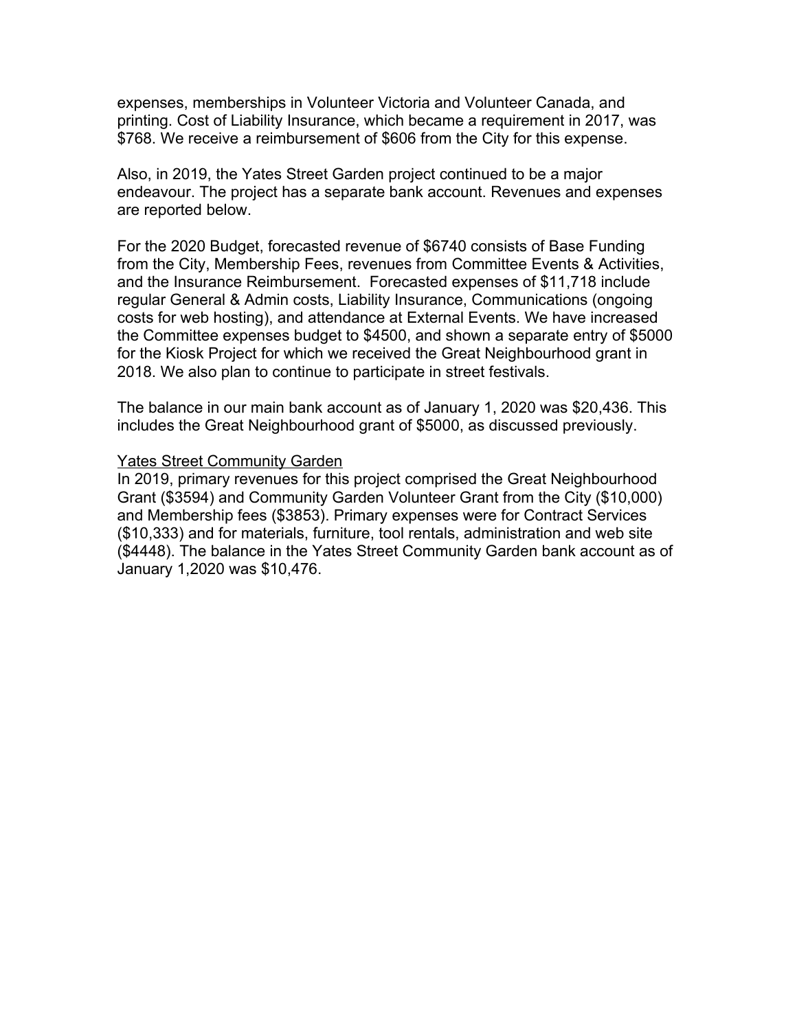expenses, memberships in Volunteer Victoria and Volunteer Canada, and printing. Cost of Liability Insurance, which became a requirement in 2017, was $768. We receive a reimbursement of $606 from the City for this expense.

Also, in 2019, the Yates Street Garden project continued to be a major endeavour. The project has a separate bank account. Revenues and expenses are reported below.

For the 2020 Budget, forecasted revenue of $6740 consists of Base Funding from the City, Membership Fees, revenues from Committee Events & Activities, and the Insurance Reimbursement. Forecasted expenses of $11,718 include regular General & Admin costs, Liability Insurance, Communications (ongoing costs for web hosting), and attendance at External Events. We have increased the Committee expenses budget to $4500, and shown a separate entry of $5000 for the Kiosk Project for which we received the Great Neighbourhood grant in 2018. We also plan to continue to participate in street festivals.

The balance in our main bank account as of January 1, 2020 was $20,436. This includes the Great Neighbourhood grant of $5000, as discussed previously.

<u>Yates Street Community Garden</u>

In 2019, primary revenues for this project comprised the Great Neighbourhood Grant ($3594) and Community Garden Volunteer Grant from the City ($10,000) and Membership fees ($3853). Primary expenses were for Contract Services ($10,333) and for materials, furniture, tool rentals, administration and web site ($4448). The balance in the Yates Street Community Garden bank account as of January 1,2020 was $10,476.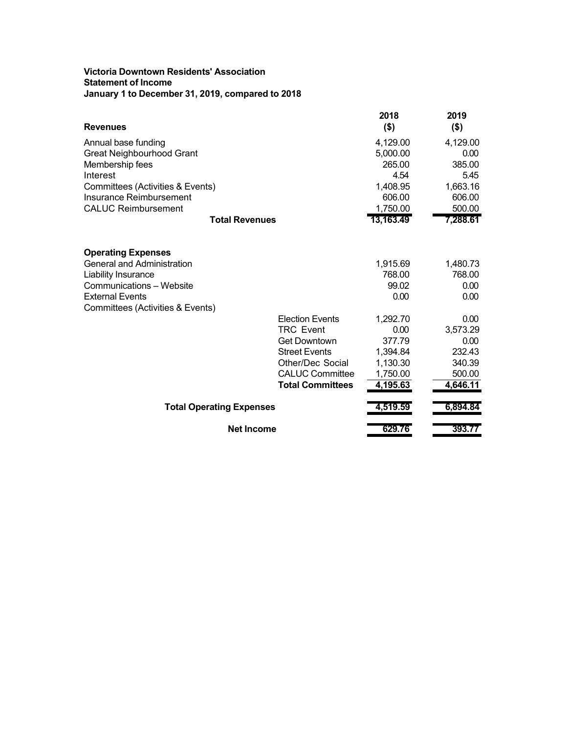**Victoria Downtown Residents' Association**
**Statement of Income**
**January 1 to December 31, 2019, compared to 2018**

| Revenues | | 2018 ($) | 2019 ($) |
|---|---|---|---|
| Annual base funding | | 4,129.00 | 4,129.00 |
| Great Neighbourhood Grant | | 5,000.00 | 0.00 |
| Membership fees | | 265.00 | 385.00 |
| Interest | | 4.54 | 5.45 |
| Committees (Activities & Events) | | 1,408.95 | 1,663.16 |
| Insurance Reimbursement | | 606.00 | 606.00 |
| CALUC Reimbursement | | 1,750.00 | 500.00 |
| **Total Revenues** | | **13,163.49** | **7,288.61** |
| | | | |
| **Operating Expenses** | | | |
| General and Administration | | 1,915.69 | 1,480.73 |
| Liability Insurance | | 768.00 | 768.00 |
| Communications – Website | | 99.02 | 0.00 |
| External Events | | 0.00 | 0.00 |
| Committees (Activities & Events) | | | |
| | Election Events | 1,292.70 | 0.00 |
| | TRC Event | 0.00 | 3,573.29 |
| | Get Downtown | 377.79 | 0.00 |
| | Street Events | 1,394.84 | 232.43 |
| | Other/Dec Social | 1,130.30 | 340.39 |
| | CALUC Committee | 1,750.00 | 500.00 |
| | **Total Committees** | **4,195.63** | **4,646.11** |
| **Total Operating Expenses** | | **4,519.59** | **6,894.84** |
| **Net Income** | | **629.76** | **393.77** |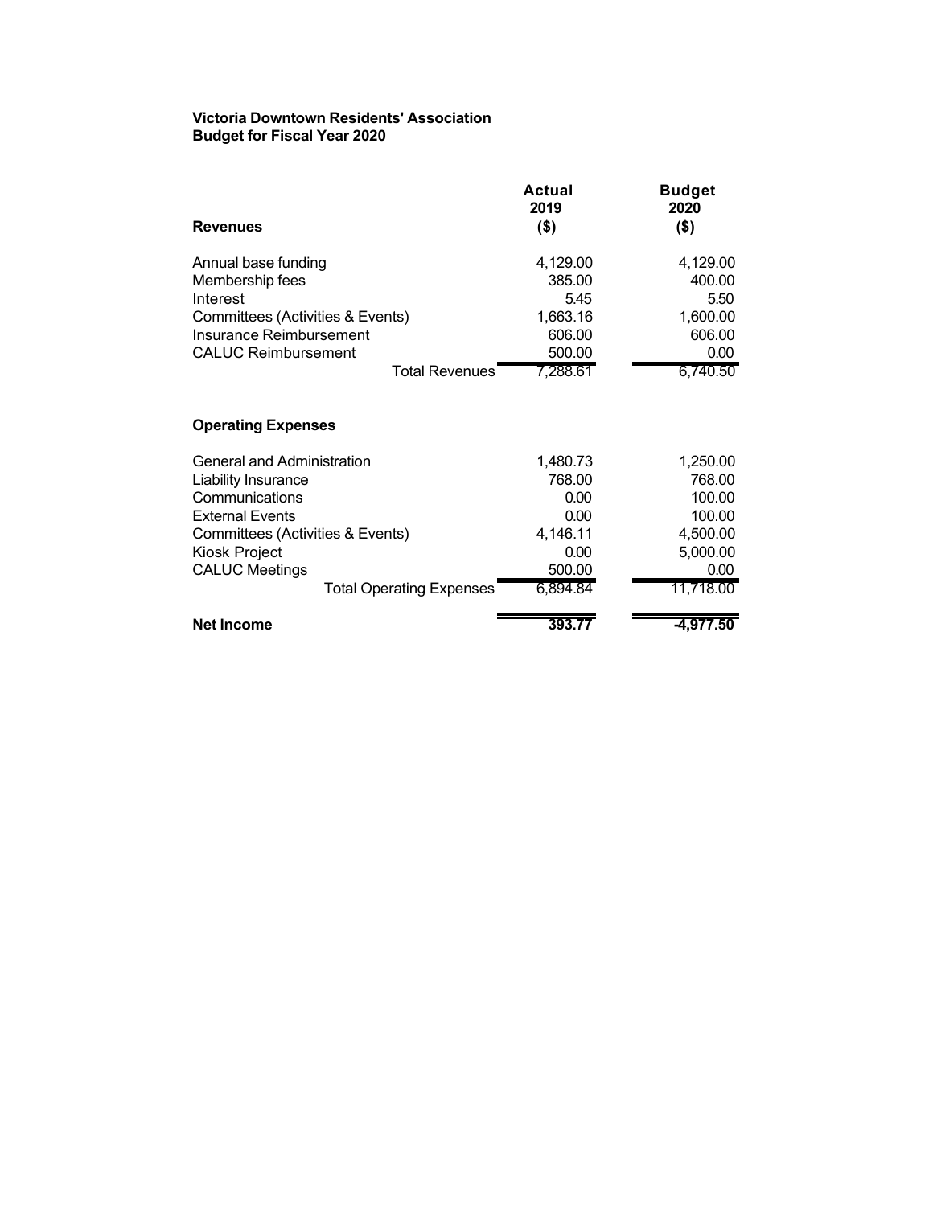**Victoria Downtown Residents' Association**
**Budget for Fiscal Year 2020**

| Revenues | Actual 2019 ($) | Budget 2020 ($) |
|---|---|---|
| Annual base funding | 4,129.00 | 4,129.00 |
| Membership fees | 385.00 | 400.00 |
| Interest | 5.45 | 5.50 |
| Committees (Activities & Events) | 1,663.16 | 1,600.00 |
| Insurance Reimbursement | 606.00 | 606.00 |
| CALUC Reimbursement | 500.00 | 0.00 |
| Total Revenues | 7,288.61 | 6,740.50 |
| **Operating Expenses** | | |
| General and Administration | 1,480.73 | 1,250.00 |
| Liability Insurance | 768.00 | 768.00 |
| Communications | 0.00 | 100.00 |
| External Events | 0.00 | 100.00 |
| Committees (Activities & Events) | 4,146.11 | 4,500.00 |
| Kiosk Project | 0.00 | 5,000.00 |
| CALUC Meetings | 500.00 | 0.00 |
| Total Operating Expenses | 6,894.84 | 11,718.00 |
| **Net Income** | **393.77** | **-4,977.50** |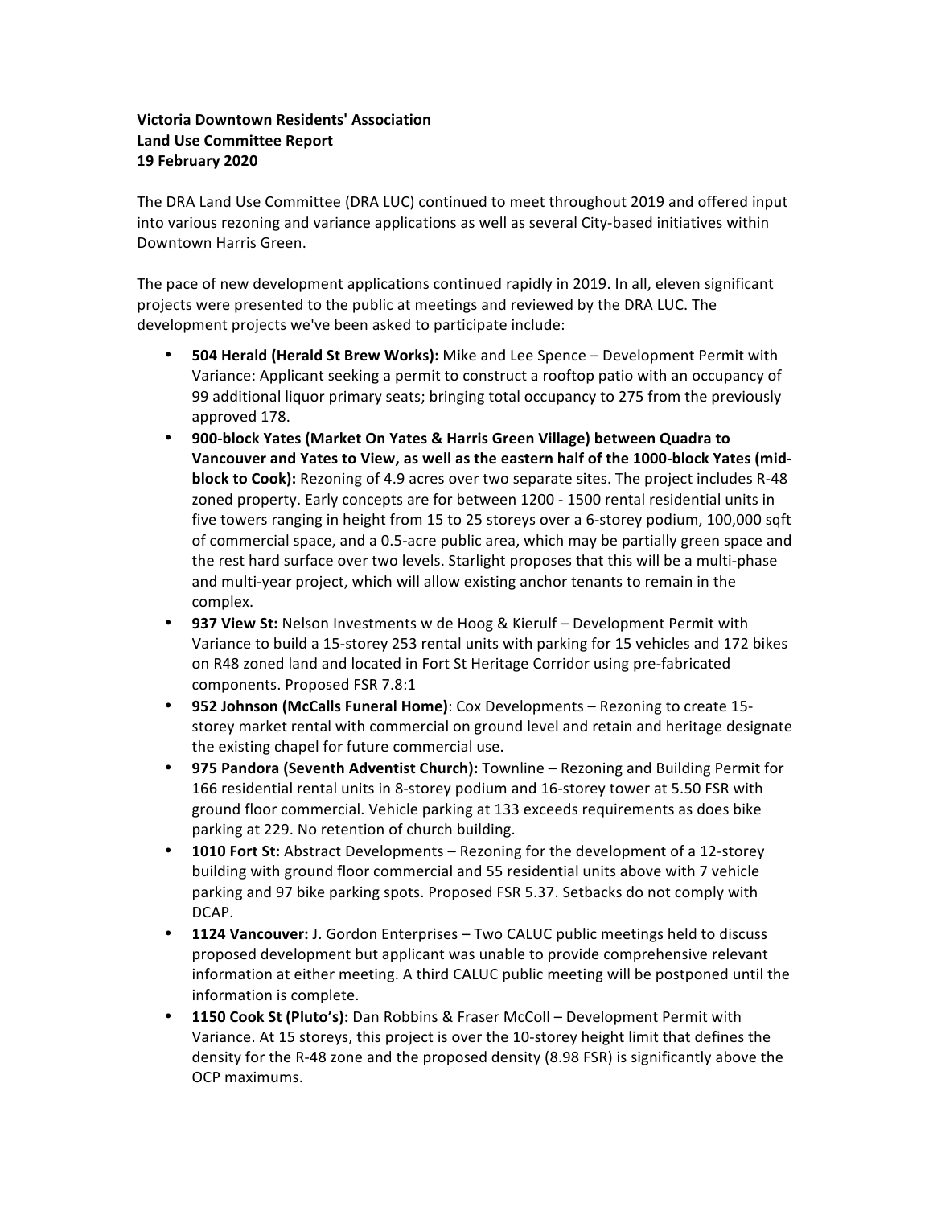**Victoria Downtown Residents' Association**
**Land Use Committee Report**
**19 February 2020**

The DRA Land Use Committee (DRA LUC) continued to meet throughout 2019 and offered input into various rezoning and variance applications as well as several City-based initiatives within Downtown Harris Green.

The pace of new development applications continued rapidly in 2019. In all, eleven significant projects were presented to the public at meetings and reviewed by the DRA LUC. The development projects we've been asked to participate include:

- **504 Herald (Herald St Brew Works):** Mike and Lee Spence – Development Permit with Variance: Applicant seeking a permit to construct a rooftop patio with an occupancy of 99 additional liquor primary seats; bringing total occupancy to 275 from the previously approved 178.
- **900-block Yates (Market On Yates & Harris Green Village) between Quadra to Vancouver and Yates to View, as well as the eastern half of the 1000-block Yates (mid-block to Cook):** Rezoning of 4.9 acres over two separate sites. The project includes R-48 zoned property. Early concepts are for between 1200 - 1500 rental residential units in five towers ranging in height from 15 to 25 storeys over a 6-storey podium, 100,000 sqft of commercial space, and a 0.5-acre public area, which may be partially green space and the rest hard surface over two levels. Starlight proposes that this will be a multi-phase and multi-year project, which will allow existing anchor tenants to remain in the complex.
- **937 View St:** Nelson Investments w de Hoog & Kierulf – Development Permit with Variance to build a 15-storey 253 rental units with parking for 15 vehicles and 172 bikes on R48 zoned land and located in Fort St Heritage Corridor using pre-fabricated components. Proposed FSR 7.8:1
- **952 Johnson (McCalls Funeral Home)**: Cox Developments – Rezoning to create 15-storey market rental with commercial on ground level and retain and heritage designate the existing chapel for future commercial use.
- **975 Pandora (Seventh Adventist Church):** Townline – Rezoning and Building Permit for 166 residential rental units in 8-storey podium and 16-storey tower at 5.50 FSR with ground floor commercial. Vehicle parking at 133 exceeds requirements as does bike parking at 229. No retention of church building.
- **1010 Fort St:** Abstract Developments – Rezoning for the development of a 12-storey building with ground floor commercial and 55 residential units above with 7 vehicle parking and 97 bike parking spots. Proposed FSR 5.37. Setbacks do not comply with DCAP.
- **1124 Vancouver:** J. Gordon Enterprises – Two CALUC public meetings held to discuss proposed development but applicant was unable to provide comprehensive relevant information at either meeting. A third CALUC public meeting will be postponed until the information is complete.
- **1150 Cook St (Pluto's):** Dan Robbins & Fraser McColl – Development Permit with Variance. At 15 storeys, this project is over the 10-storey height limit that defines the density for the R-48 zone and the proposed density (8.98 FSR) is significantly above the OCP maximums.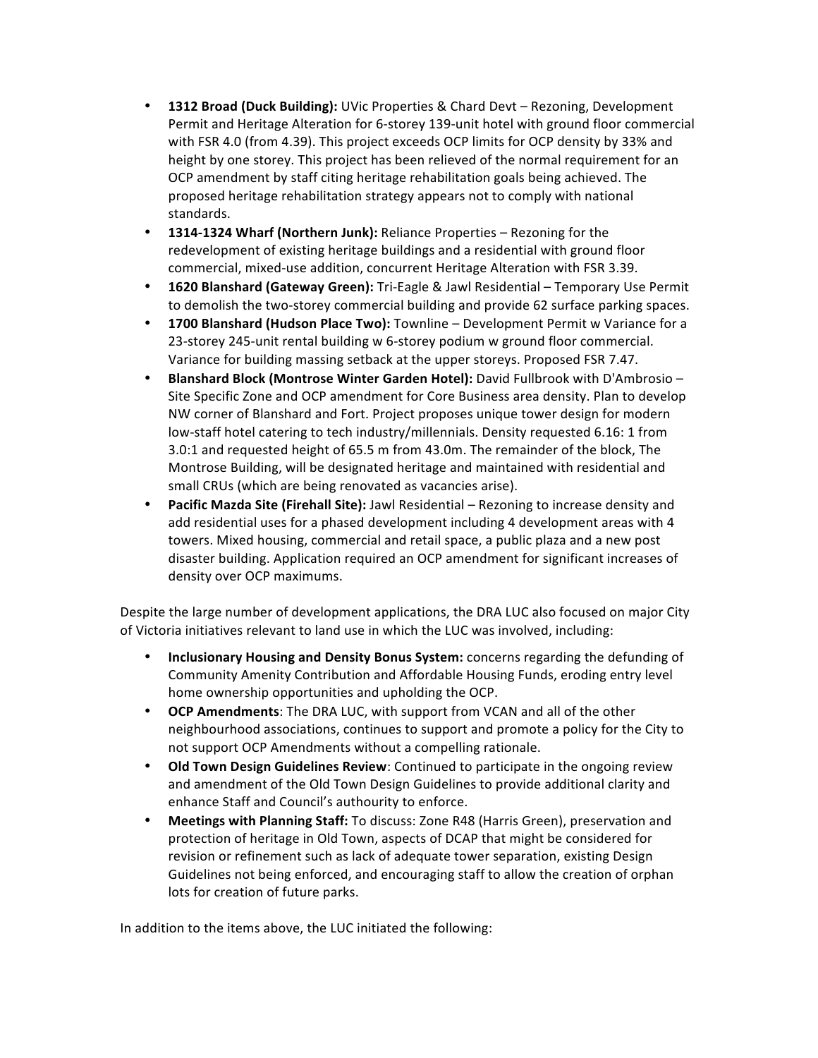- **1312 Broad (Duck Building):** UVic Properties & Chard Devt – Rezoning, Development Permit and Heritage Alteration for 6-storey 139-unit hotel with ground floor commercial with FSR 4.0 (from 4.39). This project exceeds OCP limits for OCP density by 33% and height by one storey. This project has been relieved of the normal requirement for an OCP amendment by staff citing heritage rehabilitation goals being achieved. The proposed heritage rehabilitation strategy appears not to comply with national standards.
- **1314-1324 Wharf (Northern Junk):** Reliance Properties – Rezoning for the redevelopment of existing heritage buildings and a residential with ground floor commercial, mixed-use addition, concurrent Heritage Alteration with FSR 3.39.
- **1620 Blanshard (Gateway Green):** Tri-Eagle & Jawl Residential – Temporary Use Permit to demolish the two-storey commercial building and provide 62 surface parking spaces.
- **1700 Blanshard (Hudson Place Two):** Townline – Development Permit w Variance for a 23-storey 245-unit rental building w 6-storey podium w ground floor commercial. Variance for building massing setback at the upper storeys. Proposed FSR 7.47.
- **Blanshard Block (Montrose Winter Garden Hotel):** David Fullbrook with D'Ambrosio – Site Specific Zone and OCP amendment for Core Business area density. Plan to develop NW corner of Blanshard and Fort. Project proposes unique tower design for modern low-staff hotel catering to tech industry/millennials. Density requested 6.16: 1 from 3.0:1 and requested height of 65.5 m from 43.0m. The remainder of the block, The Montrose Building, will be designated heritage and maintained with residential and small CRUs (which are being renovated as vacancies arise).
- **Pacific Mazda Site (Firehall Site):** Jawl Residential – Rezoning to increase density and add residential uses for a phased development including 4 development areas with 4 towers. Mixed housing, commercial and retail space, a public plaza and a new post disaster building. Application required an OCP amendment for significant increases of density over OCP maximums.

Despite the large number of development applications, the DRA LUC also focused on major City of Victoria initiatives relevant to land use in which the LUC was involved, including:

- **Inclusionary Housing and Density Bonus System:** concerns regarding the defunding of Community Amenity Contribution and Affordable Housing Funds, eroding entry level home ownership opportunities and upholding the OCP.
- **OCP Amendments**: The DRA LUC, with support from VCAN and all of the other neighbourhood associations, continues to support and promote a policy for the City to not support OCP Amendments without a compelling rationale.
- **Old Town Design Guidelines Review**: Continued to participate in the ongoing review and amendment of the Old Town Design Guidelines to provide additional clarity and enhance Staff and Council's authourity to enforce.
- **Meetings with Planning Staff:** To discuss: Zone R48 (Harris Green), preservation and protection of heritage in Old Town, aspects of DCAP that might be considered for revision or refinement such as lack of adequate tower separation, existing Design Guidelines not being enforced, and encouraging staff to allow the creation of orphan lots for creation of future parks.

In addition to the items above, the LUC initiated the following: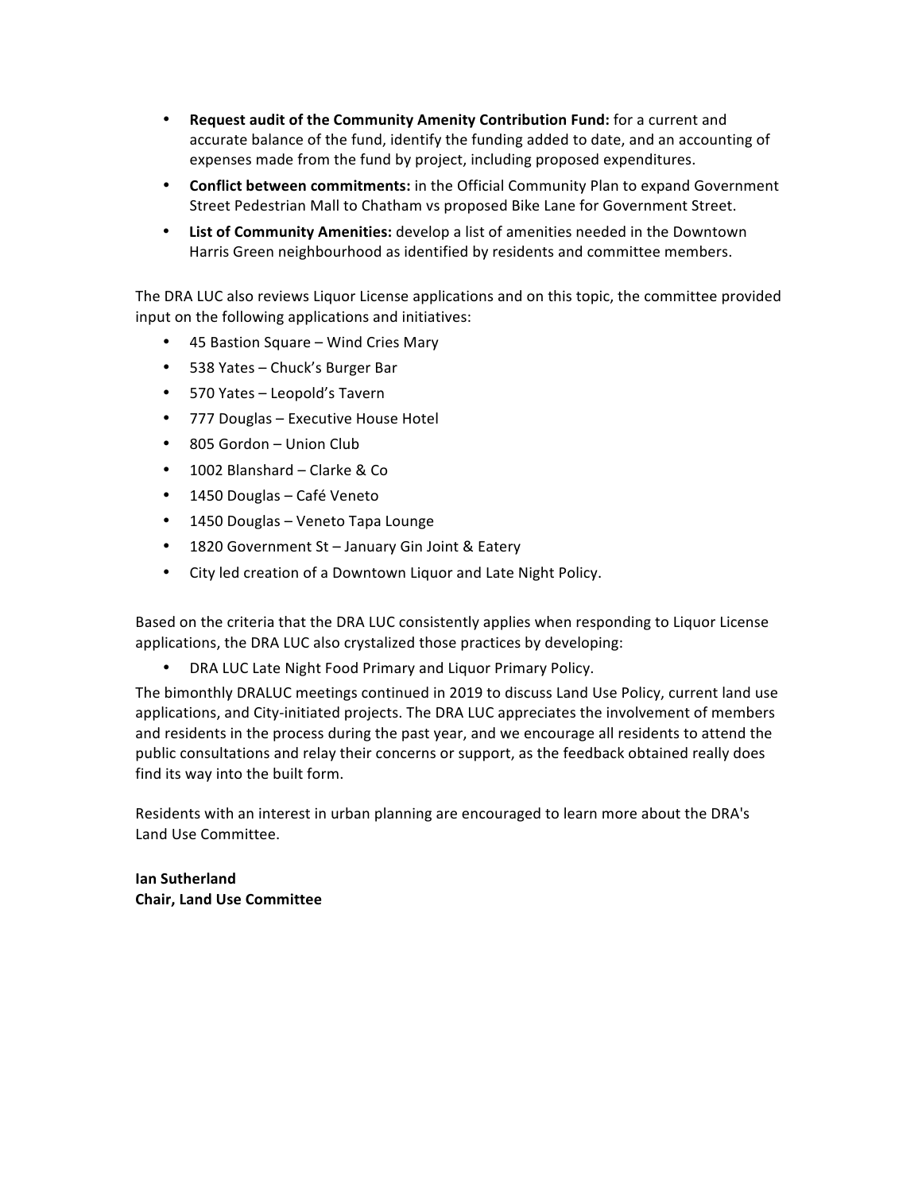- **Request audit of the Community Amenity Contribution Fund:** for a current and accurate balance of the fund, identify the funding added to date, and an accounting of expenses made from the fund by project, including proposed expenditures.
- **Conflict between commitments:** in the Official Community Plan to expand Government Street Pedestrian Mall to Chatham vs proposed Bike Lane for Government Street.
- **List of Community Amenities:** develop a list of amenities needed in the Downtown Harris Green neighbourhood as identified by residents and committee members.

The DRA LUC also reviews Liquor License applications and on this topic, the committee provided input on the following applications and initiatives:

- 45 Bastion Square – Wind Cries Mary
- 538 Yates – Chuck's Burger Bar
- 570 Yates – Leopold's Tavern
- 777 Douglas – Executive House Hotel
- 805 Gordon – Union Club
- 1002 Blanshard – Clarke & Co
- 1450 Douglas – Café Veneto
- 1450 Douglas – Veneto Tapa Lounge
- 1820 Government St – January Gin Joint & Eatery
- City led creation of a Downtown Liquor and Late Night Policy.

Based on the criteria that the DRA LUC consistently applies when responding to Liquor License applications, the DRA LUC also crystalized those practices by developing:

- DRA LUC Late Night Food Primary and Liquor Primary Policy.

The bimonthly DRALUC meetings continued in 2019 to discuss Land Use Policy, current land use applications, and City-initiated projects. The DRA LUC appreciates the involvement of members and residents in the process during the past year, and we encourage all residents to attend the public consultations and relay their concerns or support, as the feedback obtained really does find its way into the built form.

Residents with an interest in urban planning are encouraged to learn more about the DRA's Land Use Committee.

**Ian Sutherland**
**Chair, Land Use Committee**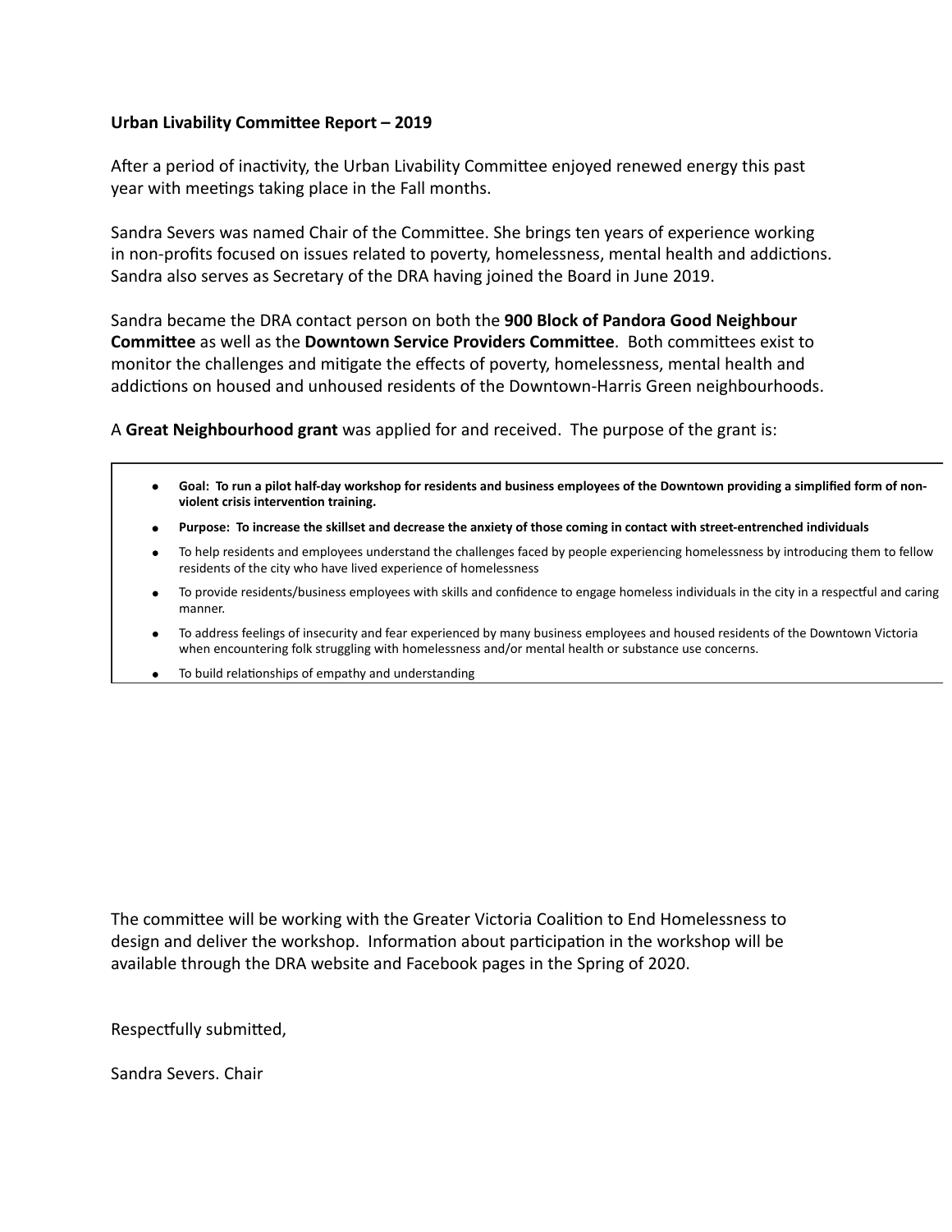**Urban Livability Committee Report – 2019**

After a period of inactivity, the Urban Livability Committee enjoyed renewed energy this past year with meetings taking place in the Fall months.

Sandra Severs was named Chair of the Committee. She brings ten years of experience working in non-profits focused on issues related to poverty, homelessness, mental health and addictions. Sandra also serves as Secretary of the DRA having joined the Board in June 2019.

Sandra became the DRA contact person on both the **900 Block of Pandora Good Neighbour Committee** as well as the **Downtown Service Providers Committee**. Both committees exist to monitor the challenges and mitigate the effects of poverty, homelessness, mental health and addictions on housed and unhoused residents of the Downtown-Harris Green neighbourhoods.

A **Great Neighbourhood grant** was applied for and received. The purpose of the grant is:

- **Goal: To run a pilot half-day workshop for residents and business employees of the Downtown providing a simplified form of non-violent crisis intervention training.**
- **Purpose: To increase the skillset and decrease the anxiety of those coming in contact with street-entrenched individuals**
- To help residents and employees understand the challenges faced by people experiencing homelessness by introducing them to fellow residents of the city who have lived experience of homelessness
- To provide residents/business employees with skills and confidence to engage homeless individuals in the city in a respectful and caring manner.
- To address feelings of insecurity and fear experienced by many business employees and housed residents of the Downtown Victoria when encountering folk struggling with homelessness and/or mental health or substance use concerns.
- To build relationships of empathy and understanding

The committee will be working with the Greater Victoria Coalition to End Homelessness to design and deliver the workshop. Information about participation in the workshop will be available through the DRA website and Facebook pages in the Spring of 2020.

Respectfully submitted,

Sandra Severs. Chair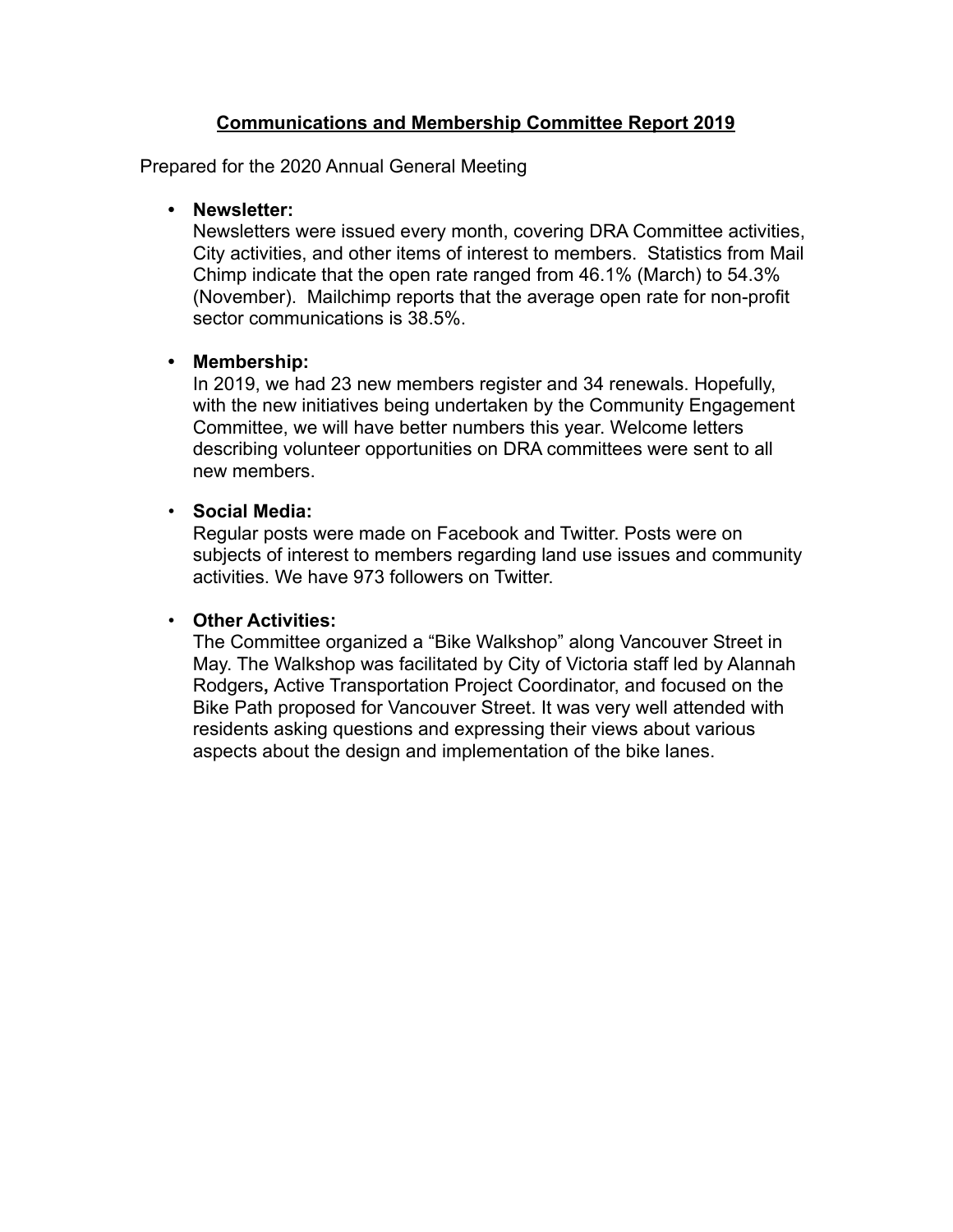# **Communications and Membership Committee Report 2019**

Prepared for the 2020 Annual General Meeting

- **Newsletter:**
  Newsletters were issued every month, covering DRA Committee activities, City activities, and other items of interest to members. Statistics from Mail Chimp indicate that the open rate ranged from 46.1% (March) to 54.3% (November). Mailchimp reports that the average open rate for non-profit sector communications is 38.5%.

- **Membership:**
  In 2019, we had 23 new members register and 34 renewals. Hopefully, with the new initiatives being undertaken by the Community Engagement Committee, we will have better numbers this year. Welcome letters describing volunteer opportunities on DRA committees were sent to all new members.

- **Social Media:**
  Regular posts were made on Facebook and Twitter. Posts were on subjects of interest to members regarding land use issues and community activities. We have 973 followers on Twitter.

- **Other Activities:**
  The Committee organized a "Bike Walkshop" along Vancouver Street in May. The Walkshop was facilitated by City of Victoria staff led by Alannah Rodgers**,** Active Transportation Project Coordinator, and focused on the Bike Path proposed for Vancouver Street. It was very well attended with residents asking questions and expressing their views about various aspects about the design and implementation of the bike lanes.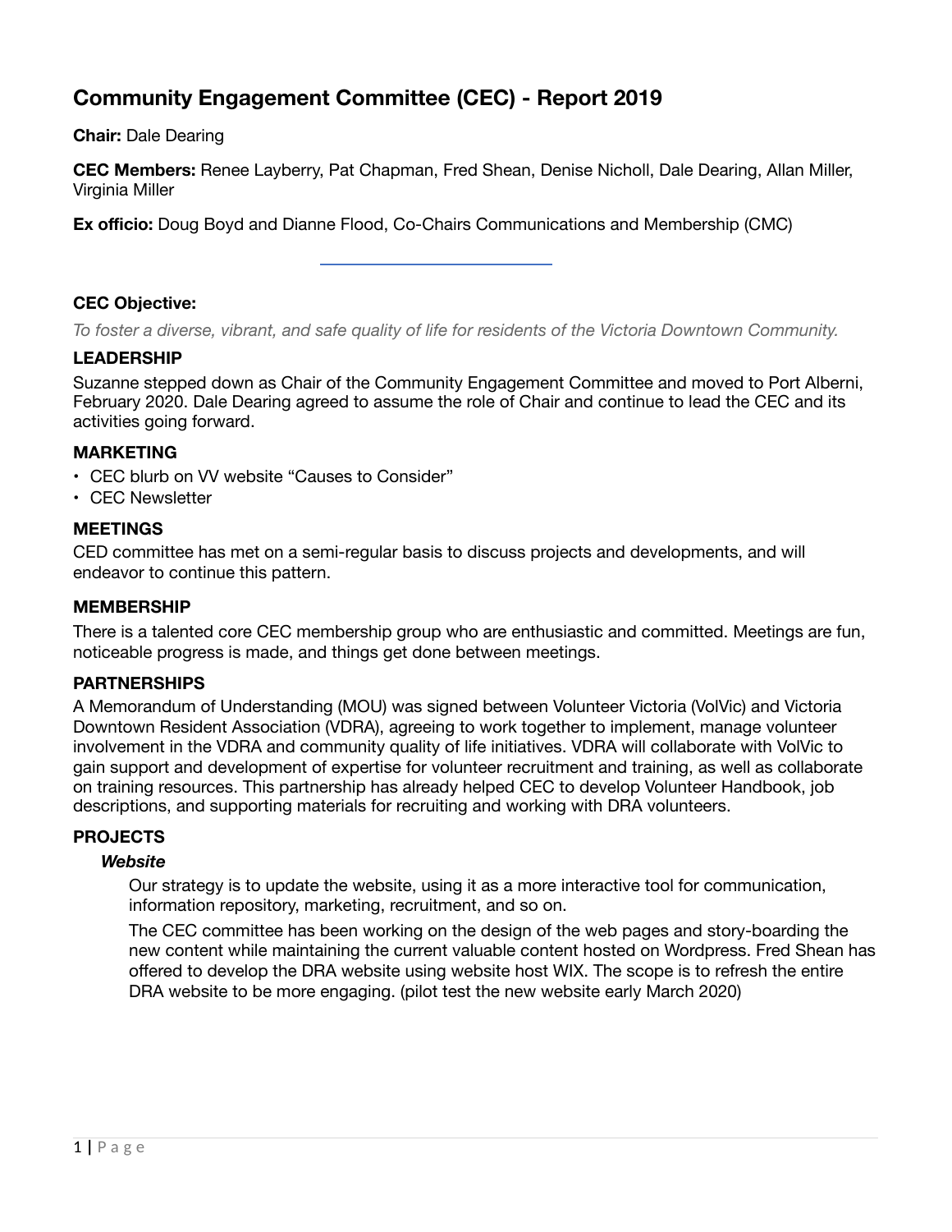# Community Engagement Committee (CEC) - Report 2019

**Chair:** Dale Dearing

**CEC Members:** Renee Layberry, Pat Chapman, Fred Shean, Denise Nicholl, Dale Dearing, Allan Miller, Virginia Miller

**Ex officio:** Doug Boyd and Dianne Flood, Co-Chairs Communications and Membership (CMC)

---

**CEC Objective:**

*To foster a diverse, vibrant, and safe quality of life for residents of the Victoria Downtown Community.*

### LEADERSHIP

Suzanne stepped down as Chair of the Community Engagement Committee and moved to Port Alberni, February 2020. Dale Dearing agreed to assume the role of Chair and continue to lead the CEC and its activities going forward.

### MARKETING

- CEC blurb on VV website "Causes to Consider"
- CEC Newsletter

### MEETINGS

CED committee has met on a semi-regular basis to discuss projects and developments, and will endeavor to continue this pattern.

### MEMBERSHIP

There is a talented core CEC membership group who are enthusiastic and committed. Meetings are fun, noticeable progress is made, and things get done between meetings.

### PARTNERSHIPS

A Memorandum of Understanding (MOU) was signed between Volunteer Victoria (VolVic) and Victoria Downtown Resident Association (VDRA), agreeing to work together to implement, manage volunteer involvement in the VDRA and community quality of life initiatives. VDRA will collaborate with VolVic to gain support and development of expertise for volunteer recruitment and training, as well as collaborate on training resources. This partnership has already helped CEC to develop Volunteer Handbook, job descriptions, and supporting materials for recruiting and working with DRA volunteers.

### PROJECTS

#### *Website*

Our strategy is to update the website, using it as a more interactive tool for communication, information repository, marketing, recruitment, and so on.

The CEC committee has been working on the design of the web pages and story-boarding the new content while maintaining the current valuable content hosted on Wordpress. Fred Shean has offered to develop the DRA website using website host WIX. The scope is to refresh the entire DRA website to be more engaging. (pilot test the new website early March 2020)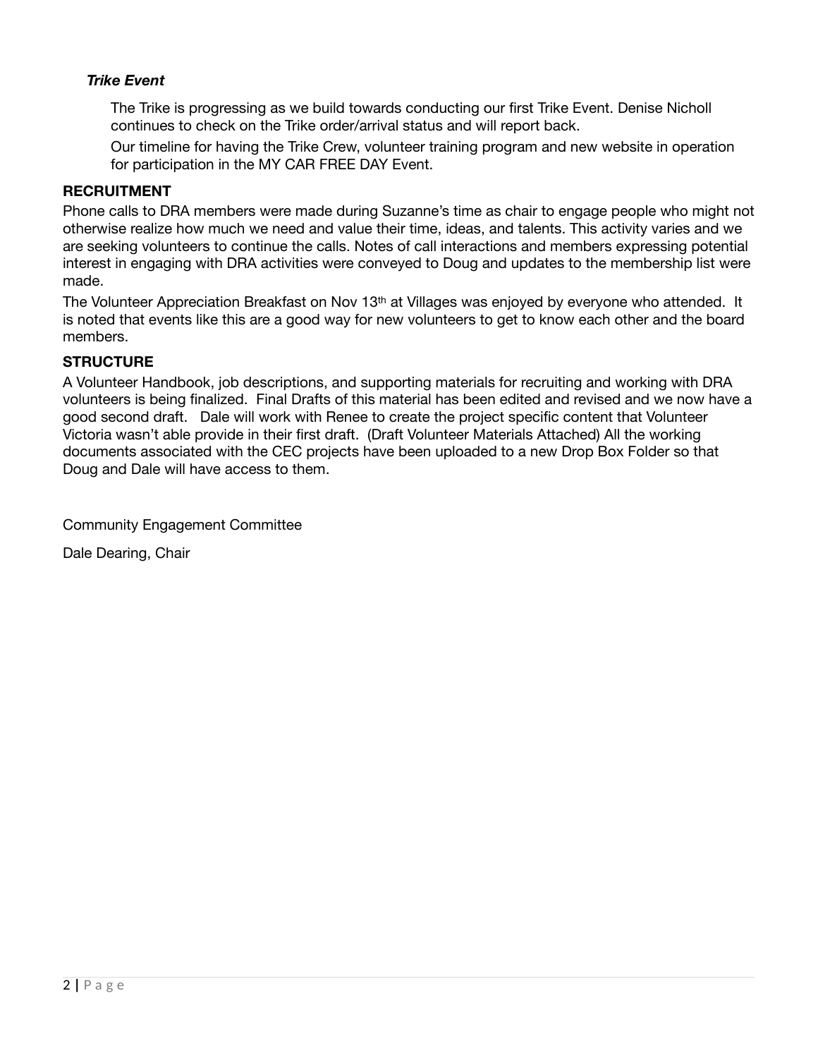***Trike Event***

The Trike is progressing as we build towards conducting our first Trike Event. Denise Nicholl continues to check on the Trike order/arrival status and will report back.

Our timeline for having the Trike Crew, volunteer training program and new website in operation for participation in the MY CAR FREE DAY Event.

**RECRUITMENT**

Phone calls to DRA members were made during Suzanne's time as chair to engage people who might not otherwise realize how much we need and value their time, ideas, and talents. This activity varies and we are seeking volunteers to continue the calls. Notes of call interactions and members expressing potential interest in engaging with DRA activities were conveyed to Doug and updates to the membership list were made.

The Volunteer Appreciation Breakfast on Nov 13th at Villages was enjoyed by everyone who attended. It is noted that events like this are a good way for new volunteers to get to know each other and the board members.

**STRUCTURE**

A Volunteer Handbook, job descriptions, and supporting materials for recruiting and working with DRA volunteers is being finalized. Final Drafts of this material has been edited and revised and we now have a good second draft. Dale will work with Renee to create the project specific content that Volunteer Victoria wasn't able provide in their first draft. (Draft Volunteer Materials Attached) All the working documents associated with the CEC projects have been uploaded to a new Drop Box Folder so that Doug and Dale will have access to them.

Community Engagement Committee

Dale Dearing, Chair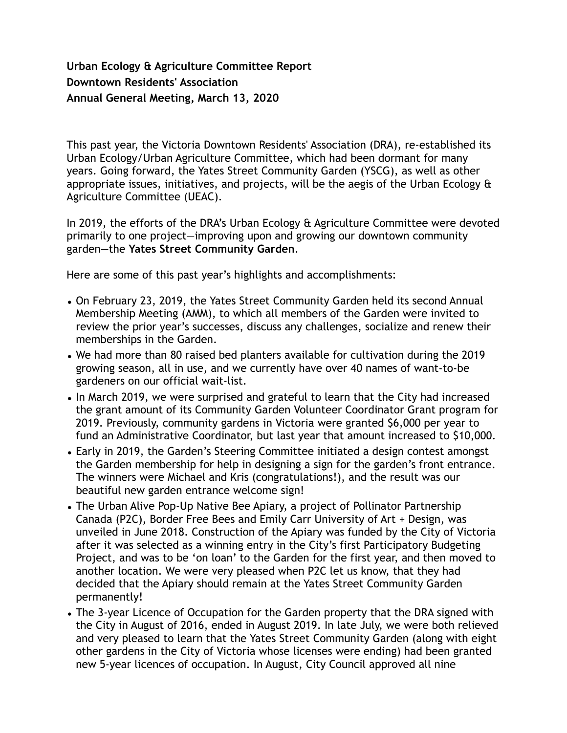**Urban Ecology & Agriculture Committee Report**
**Downtown Residents' Association**
**Annual General Meeting, March 13, 2020**

This past year, the Victoria Downtown Residents' Association (DRA), re-established its Urban Ecology/Urban Agriculture Committee, which had been dormant for many years. Going forward, the Yates Street Community Garden (YSCG), as well as other appropriate issues, initiatives, and projects, will be the aegis of the Urban Ecology & Agriculture Committee (UEAC).

In 2019, the efforts of the DRA's Urban Ecology & Agriculture Committee were devoted primarily to one project—improving upon and growing our downtown community garden—the **Yates Street Community Garden**.

Here are some of this past year's highlights and accomplishments:

- On February 23, 2019, the Yates Street Community Garden held its second Annual Membership Meeting (AMM), to which all members of the Garden were invited to review the prior year's successes, discuss any challenges, socialize and renew their memberships in the Garden.
- We had more than 80 raised bed planters available for cultivation during the 2019 growing season, all in use, and we currently have over 40 names of want-to-be gardeners on our official wait-list.
- In March 2019, we were surprised and grateful to learn that the City had increased the grant amount of its Community Garden Volunteer Coordinator Grant program for 2019. Previously, community gardens in Victoria were granted $6,000 per year to fund an Administrative Coordinator, but last year that amount increased to $10,000.
- Early in 2019, the Garden's Steering Committee initiated a design contest amongst the Garden membership for help in designing a sign for the garden's front entrance. The winners were Michael and Kris (congratulations!), and the result was our beautiful new garden entrance welcome sign!
- The Urban Alive Pop-Up Native Bee Apiary, a project of Pollinator Partnership Canada (P2C), Border Free Bees and Emily Carr University of Art + Design, was unveiled in June 2018. Construction of the Apiary was funded by the City of Victoria after it was selected as a winning entry in the City's first Participatory Budgeting Project, and was to be 'on loan' to the Garden for the first year, and then moved to another location. We were very pleased when P2C let us know, that they had decided that the Apiary should remain at the Yates Street Community Garden permanently!
- The 3-year Licence of Occupation for the Garden property that the DRA signed with the City in August of 2016, ended in August 2019. In late July, we were both relieved and very pleased to learn that the Yates Street Community Garden (along with eight other gardens in the City of Victoria whose licenses were ending) had been granted new 5-year licences of occupation. In August, City Council approved all nine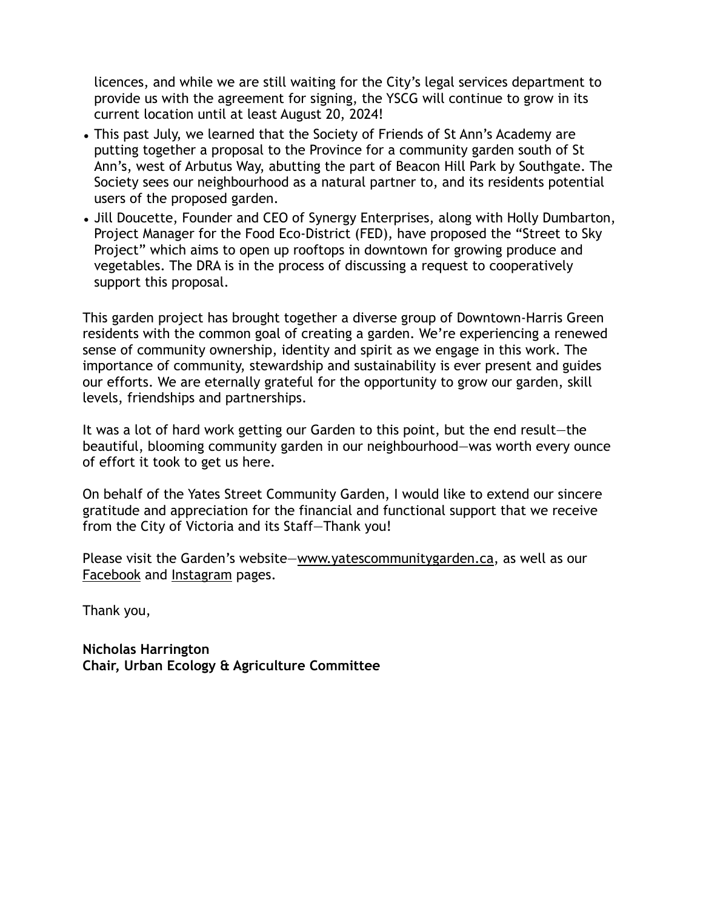licences, and while we are still waiting for the City's legal services department to provide us with the agreement for signing, the YSCG will continue to grow in its current location until at least August 20, 2024!

- This past July, we learned that the Society of Friends of St Ann's Academy are putting together a proposal to the Province for a community garden south of St Ann's, west of Arbutus Way, abutting the part of Beacon Hill Park by Southgate. The Society sees our neighbourhood as a natural partner to, and its residents potential users of the proposed garden.
- Jill Doucette, Founder and CEO of Synergy Enterprises, along with Holly Dumbarton, Project Manager for the Food Eco-District (FED), have proposed the "Street to Sky Project" which aims to open up rooftops in downtown for growing produce and vegetables. The DRA is in the process of discussing a request to cooperatively support this proposal.

This garden project has brought together a diverse group of Downtown-Harris Green residents with the common goal of creating a garden. We're experiencing a renewed sense of community ownership, identity and spirit as we engage in this work. The importance of community, stewardship and sustainability is ever present and guides our efforts. We are eternally grateful for the opportunity to grow our garden, skill levels, friendships and partnerships.

It was a lot of hard work getting our Garden to this point, but the end result—the beautiful, blooming community garden in our neighbourhood—was worth every ounce of effort it took to get us here.

On behalf of the Yates Street Community Garden, I would like to extend our sincere gratitude and appreciation for the financial and functional support that we receive from the City of Victoria and its Staff—Thank you!

Please visit the Garden's website—www.yatescommunitygarden.ca, as well as our Facebook and Instagram pages.

Thank you,

**Nicholas Harrington**
**Chair, Urban Ecology & Agriculture Committee**